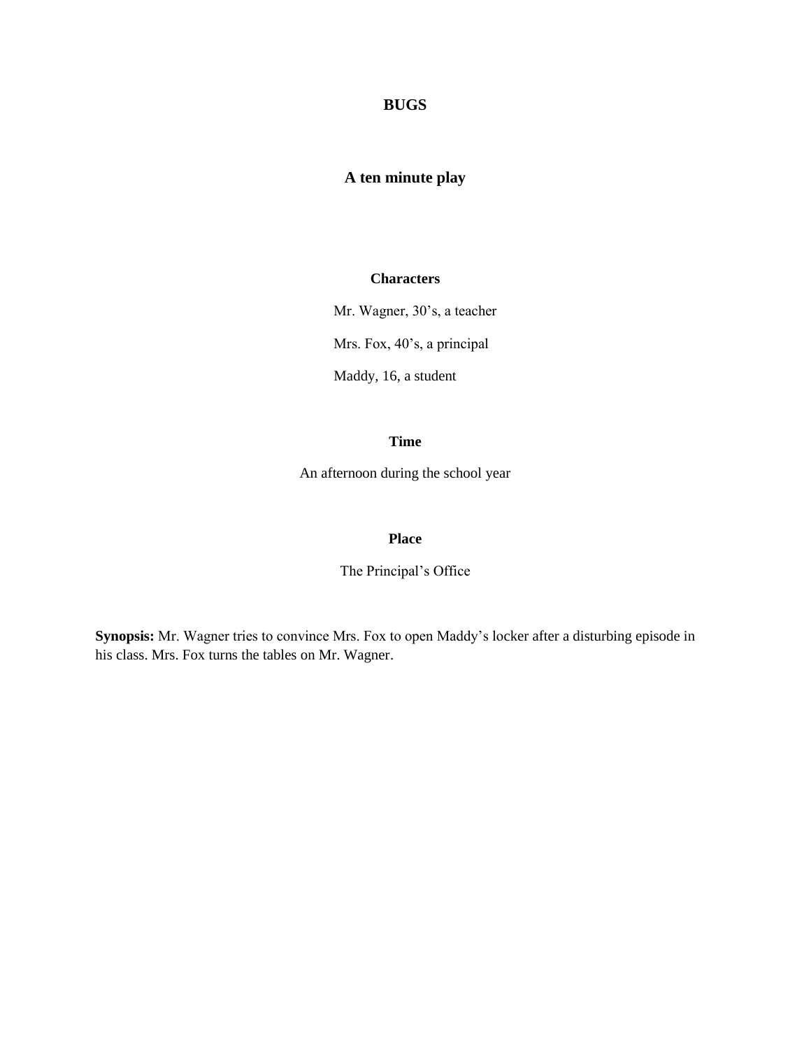# BUGS

## A ten minute play

**Characters**

Mr. Wagner, 30's, a teacher

Mrs. Fox, 40's, a principal

Maddy, 16, a student

**Time**

An afternoon during the school year

**Place**

The Principal's Office

**Synopsis:** Mr. Wagner tries to convince Mrs. Fox to open Maddy's locker after a disturbing episode in his class. Mrs. Fox turns the tables on Mr. Wagner.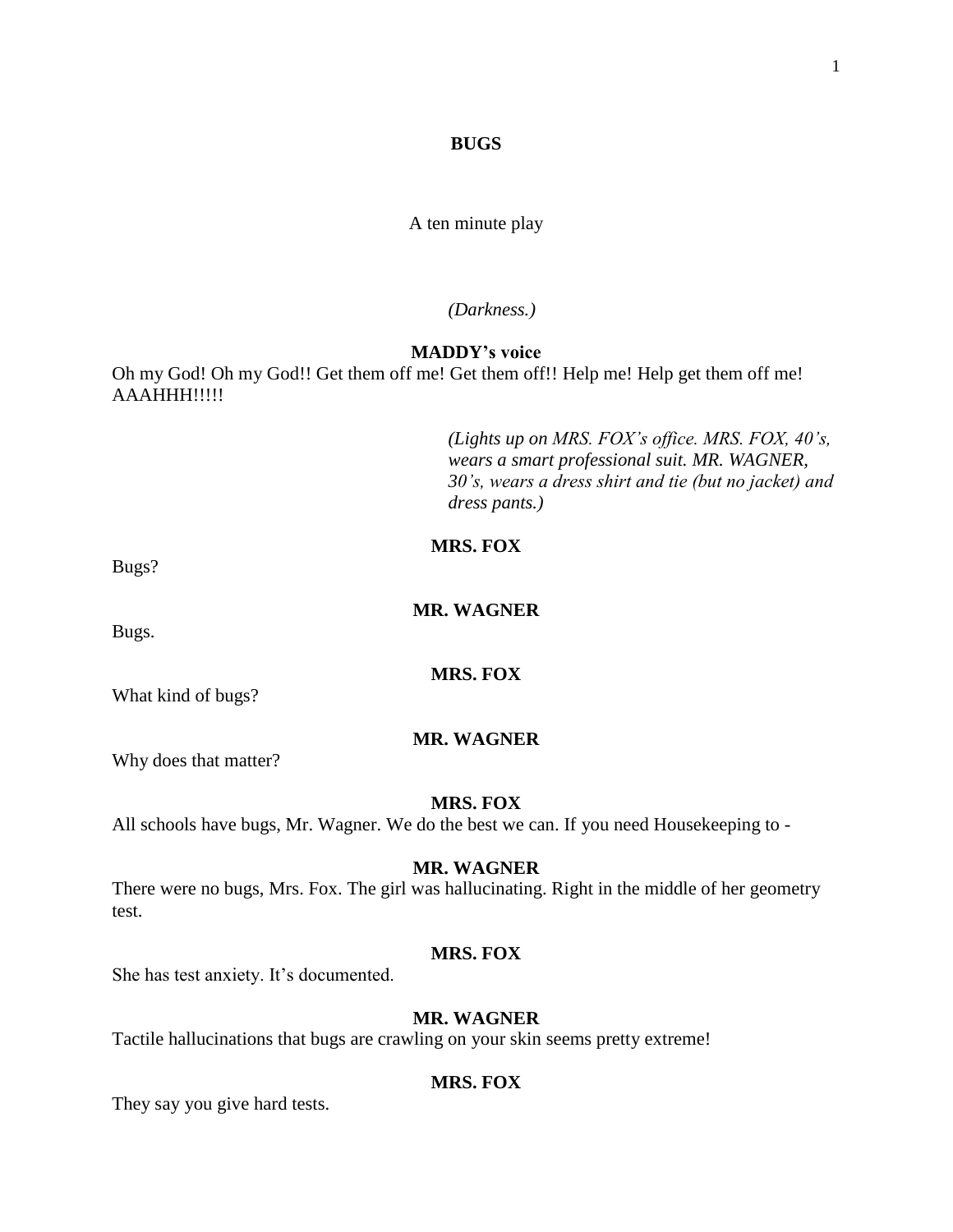**BUGS**

A ten minute play

*(Darkness.)*

**MADDY's voice**

Oh my God! Oh my God!! Get them off me! Get them off!! Help me! Help get them off me! AAAHHH!!!!!

*(Lights up on MRS. FOX's office. MRS. FOX, 40's, wears a smart professional suit. MR. WAGNER, 30's, wears a dress shirt and tie (but no jacket) and dress pants.)*

**MRS. FOX**

Bugs?

**MR. WAGNER**

Bugs.

**MRS. FOX**

What kind of bugs?

**MR. WAGNER**

Why does that matter?

**MRS. FOX**

All schools have bugs, Mr. Wagner. We do the best we can. If you need Housekeeping to -

**MR. WAGNER**

There were no bugs, Mrs. Fox. The girl was hallucinating. Right in the middle of her geometry test.

**MRS. FOX**

She has test anxiety. It's documented.

**MR. WAGNER**

Tactile hallucinations that bugs are crawling on your skin seems pretty extreme!

**MRS. FOX**

They say you give hard tests.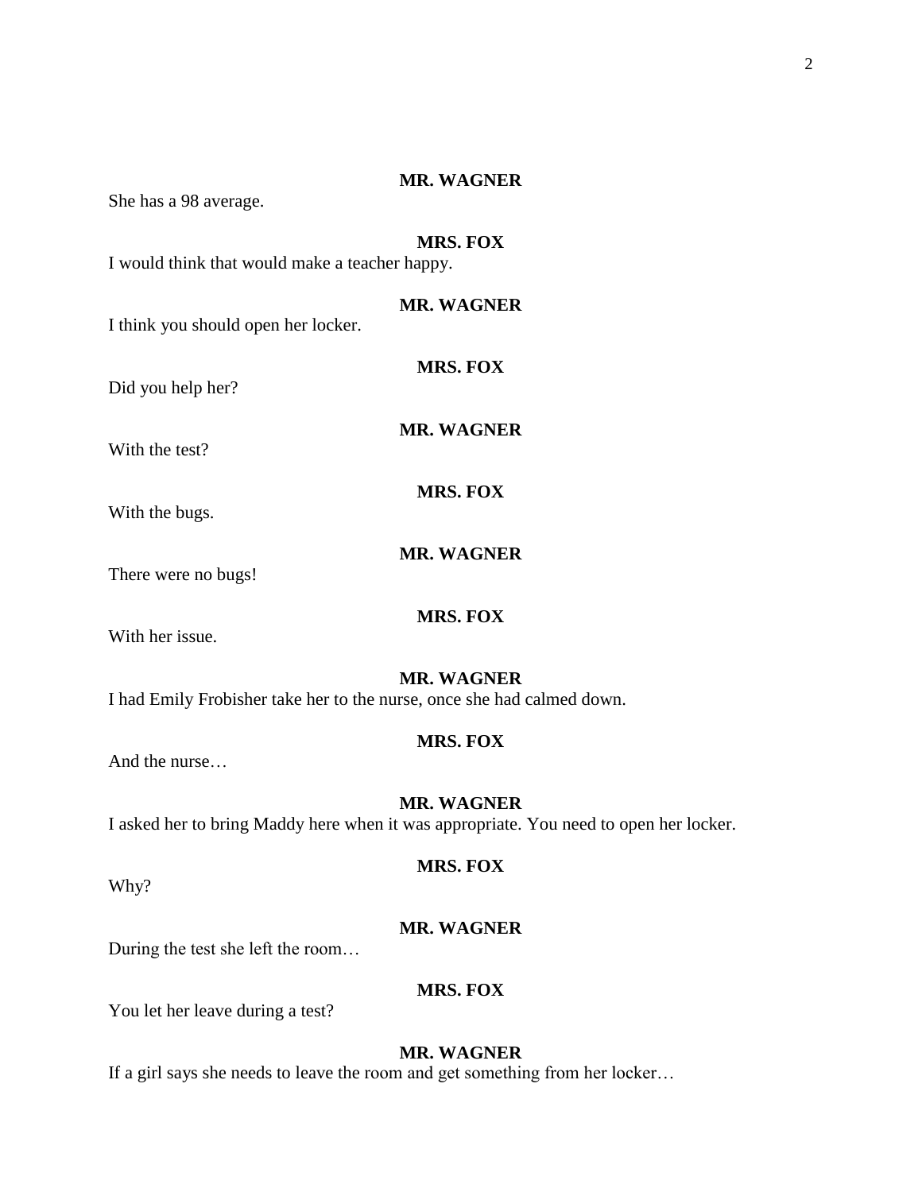**MR. WAGNER**

She has a 98 average.

**MRS. FOX**

I would think that would make a teacher happy.

**MR. WAGNER**

I think you should open her locker.

**MRS. FOX**

Did you help her?

**MR. WAGNER**

With the test?

**MRS. FOX**

With the bugs.

**MR. WAGNER**

There were no bugs!

**MRS. FOX**

With her issue.

**MR. WAGNER**

I had Emily Frobisher take her to the nurse, once she had calmed down.

**MRS. FOX**

And the nurse…

**MR. WAGNER**

I asked her to bring Maddy here when it was appropriate. You need to open her locker.

**MRS. FOX**

Why?

**MR. WAGNER**

During the test she left the room…

**MRS. FOX**

You let her leave during a test?

**MR. WAGNER**

If a girl says she needs to leave the room and get something from her locker…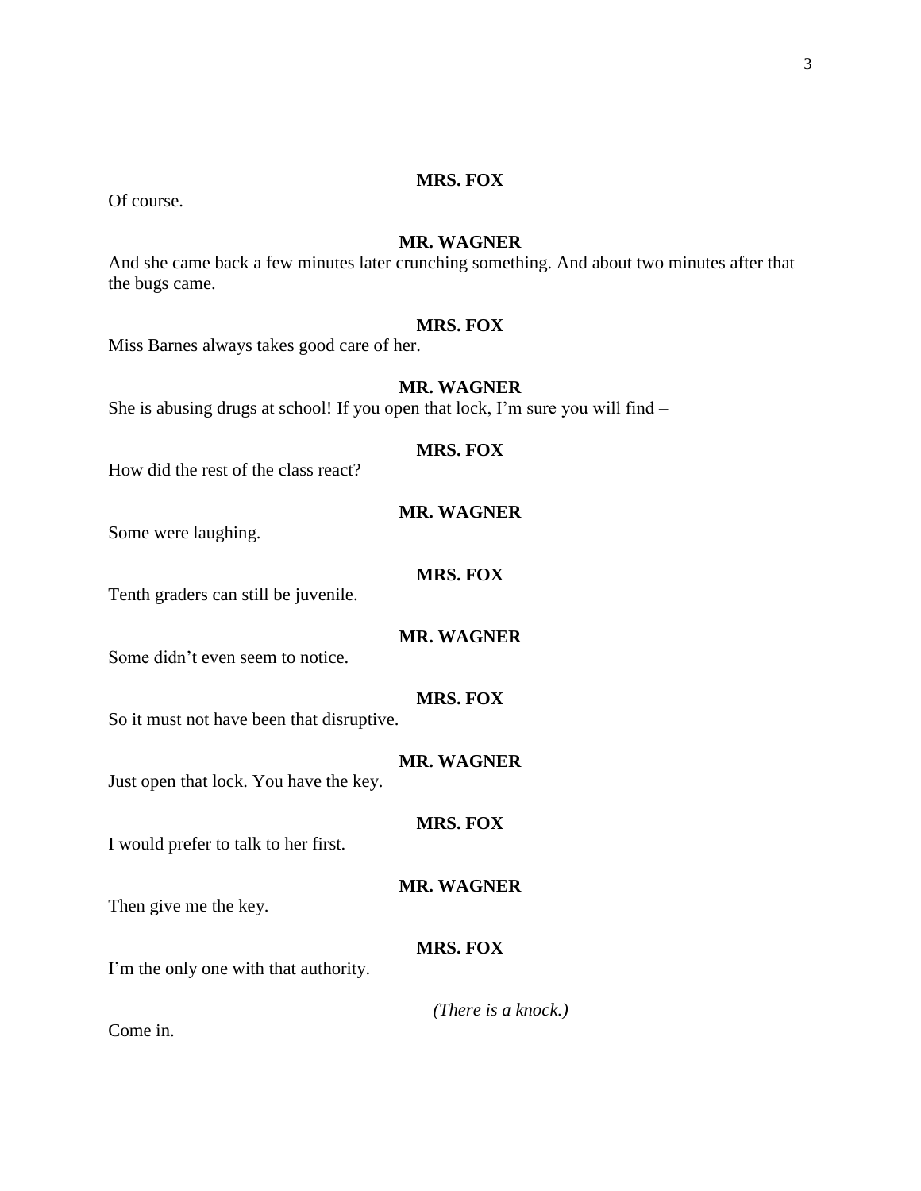**MRS. FOX**

Of course.

**MR. WAGNER**

And she came back a few minutes later crunching something. And about two minutes after that the bugs came.

**MRS. FOX**

Miss Barnes always takes good care of her.

**MR. WAGNER**

She is abusing drugs at school! If you open that lock, I'm sure you will find –

**MRS. FOX**

How did the rest of the class react?

**MR. WAGNER**

Some were laughing.

**MRS. FOX**

Tenth graders can still be juvenile.

**MR. WAGNER**

Some didn't even seem to notice.

**MRS. FOX**

So it must not have been that disruptive.

**MR. WAGNER**

Just open that lock. You have the key.

**MRS. FOX**

I would prefer to talk to her first.

**MR. WAGNER**

Then give me the key.

**MRS. FOX**

I'm the only one with that authority.

*(There is a knock.)*

Come in.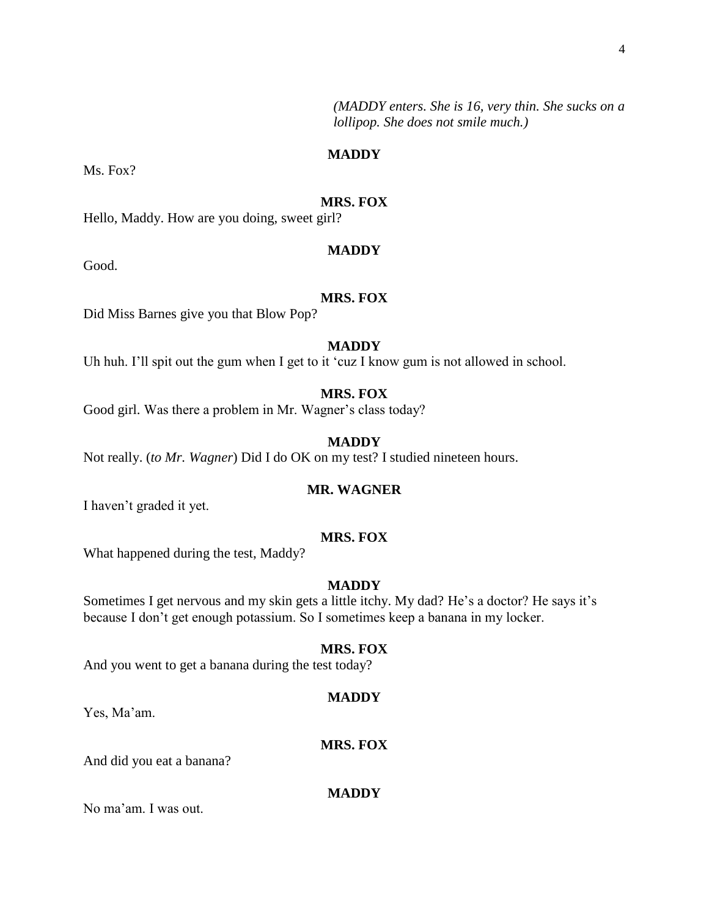*(MADDY enters. She is 16, very thin. She sucks on a lollipop. She does not smile much.)*

**MADDY**

Ms. Fox?

**MRS. FOX**

Hello, Maddy. How are you doing, sweet girl?

**MADDY**

Good.

**MRS. FOX**

Did Miss Barnes give you that Blow Pop?

**MADDY**

Uh huh. I'll spit out the gum when I get to it 'cuz I know gum is not allowed in school.

**MRS. FOX**

Good girl. Was there a problem in Mr. Wagner's class today?

**MADDY**

Not really. (*to Mr. Wagner*) Did I do OK on my test? I studied nineteen hours.

**MR. WAGNER**

I haven't graded it yet.

**MRS. FOX**

What happened during the test, Maddy?

**MADDY**

Sometimes I get nervous and my skin gets a little itchy. My dad? He's a doctor? He says it's because I don't get enough potassium. So I sometimes keep a banana in my locker.

**MRS. FOX**

And you went to get a banana during the test today?

**MADDY**

Yes, Ma'am.

**MRS. FOX**

And did you eat a banana?

**MADDY**

No ma'am. I was out.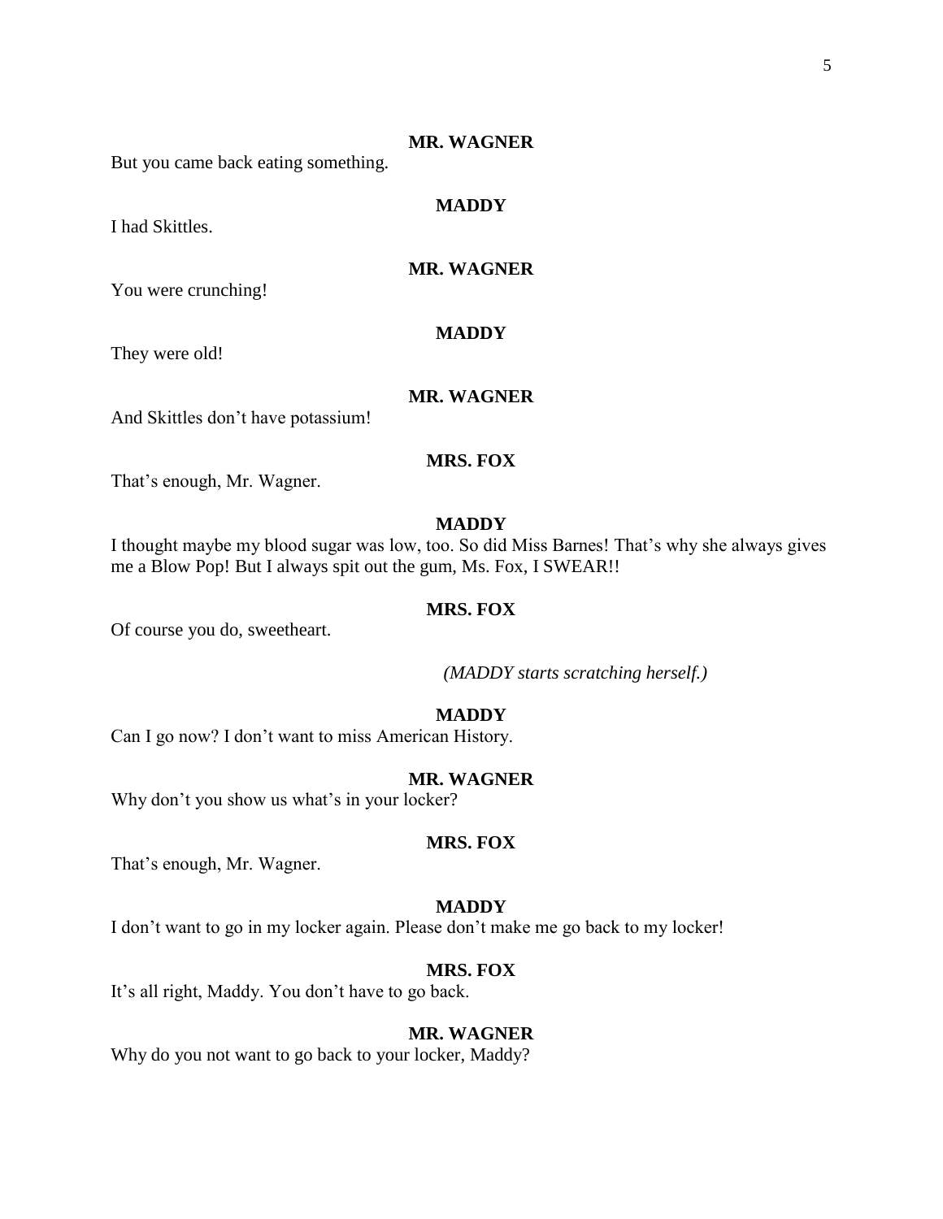**MR. WAGNER**

But you came back eating something.

**MADDY**

I had Skittles.

**MR. WAGNER**

You were crunching!

**MADDY**

They were old!

**MR. WAGNER**

And Skittles don't have potassium!

**MRS. FOX**

That's enough, Mr. Wagner.

**MADDY**

I thought maybe my blood sugar was low, too. So did Miss Barnes! That's why she always gives me a Blow Pop! But I always spit out the gum, Ms. Fox, I SWEAR!!

**MRS. FOX**

Of course you do, sweetheart.

*(MADDY starts scratching herself.)*

**MADDY**

Can I go now? I don't want to miss American History.

**MR. WAGNER**

Why don't you show us what's in your locker?

**MRS. FOX**

That's enough, Mr. Wagner.

**MADDY**

I don't want to go in my locker again. Please don't make me go back to my locker!

**MRS. FOX**

It's all right, Maddy. You don't have to go back.

**MR. WAGNER**

Why do you not want to go back to your locker, Maddy?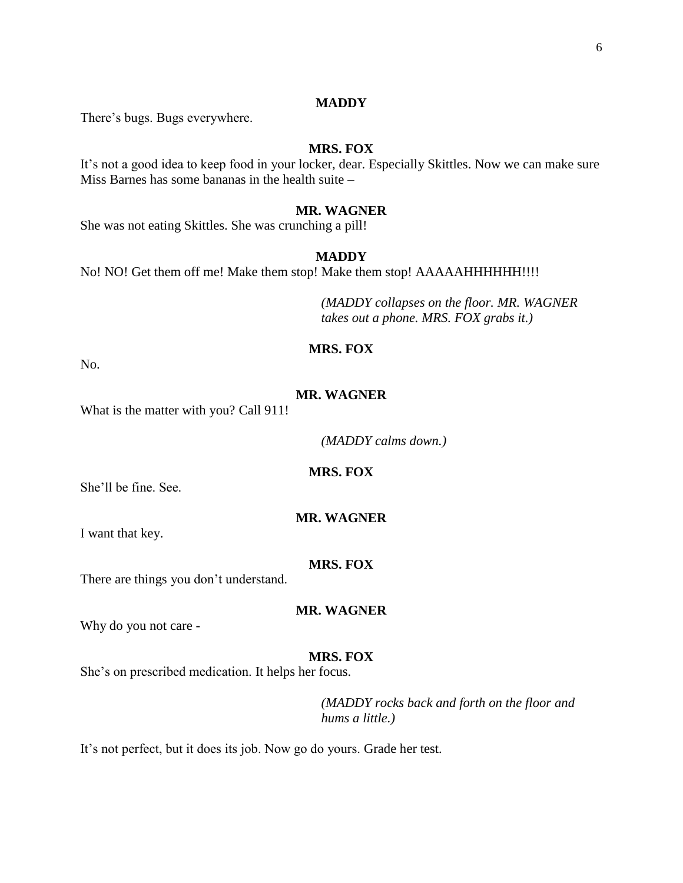**MADDY**

There's bugs. Bugs everywhere.

**MRS. FOX**

It's not a good idea to keep food in your locker, dear. Especially Skittles. Now we can make sure Miss Barnes has some bananas in the health suite –

**MR. WAGNER**

She was not eating Skittles. She was crunching a pill!

**MADDY**

No! NO! Get them off me! Make them stop! Make them stop! AAAAAHHHHHH!!!!

*(MADDY collapses on the floor. MR. WAGNER takes out a phone. MRS. FOX grabs it.)*

**MRS. FOX**

No.

**MR. WAGNER**

What is the matter with you? Call 911!

*(MADDY calms down.)*

**MRS. FOX**

She'll be fine. See.

**MR. WAGNER**

I want that key.

**MRS. FOX**

There are things you don't understand.

**MR. WAGNER**

Why do you not care -

**MRS. FOX**

She's on prescribed medication. It helps her focus.

*(MADDY rocks back and forth on the floor and hums a little.)*

It's not perfect, but it does its job. Now go do yours. Grade her test.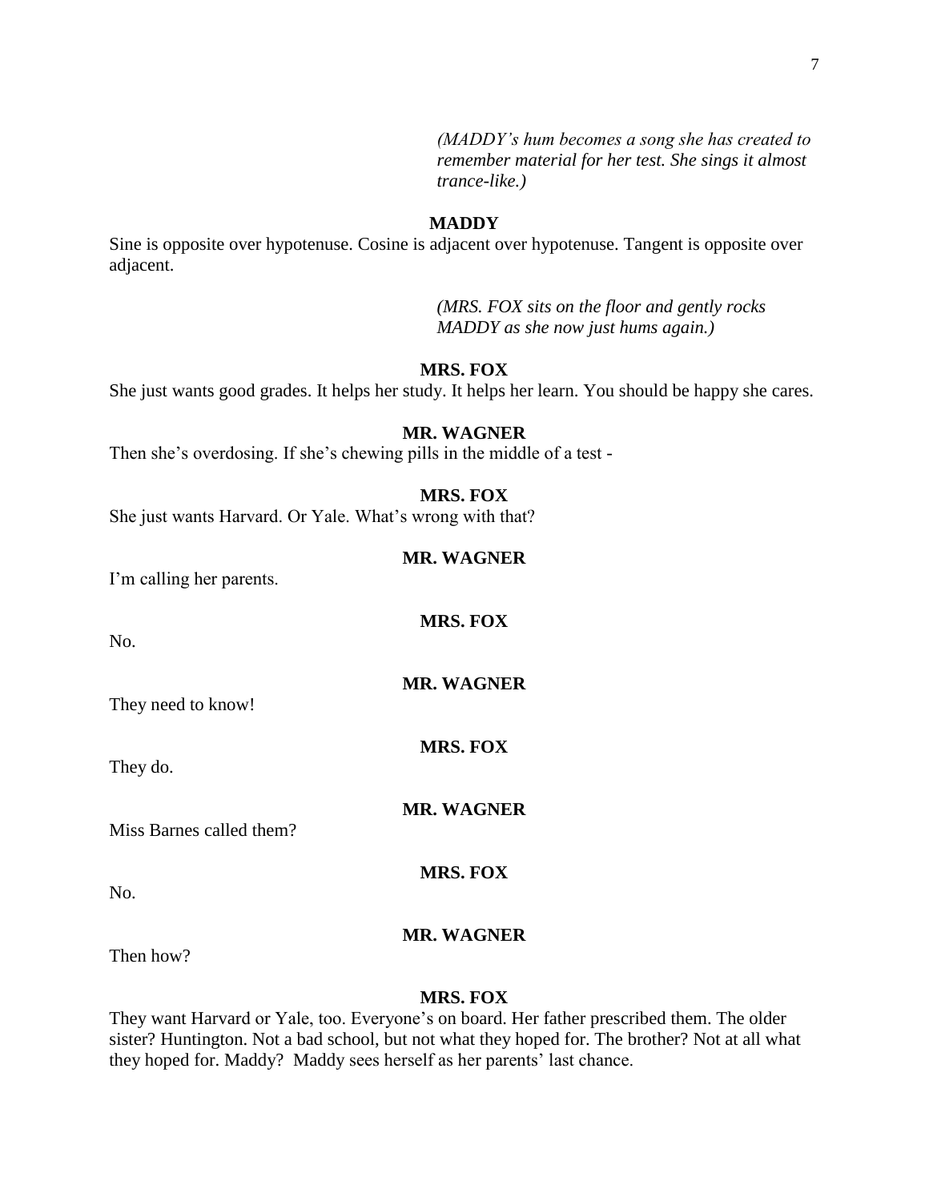*(MADDY's hum becomes a song she has created to remember material for her test. She sings it almost trance-like.)*

**MADDY**

Sine is opposite over hypotenuse. Cosine is adjacent over hypotenuse. Tangent is opposite over adjacent.

*(MRS. FOX sits on the floor and gently rocks MADDY as she now just hums again.)*

**MRS. FOX**

She just wants good grades. It helps her study. It helps her learn. You should be happy she cares.

**MR. WAGNER**

Then she's overdosing. If she's chewing pills in the middle of a test -

**MRS. FOX**

She just wants Harvard. Or Yale. What's wrong with that?

**MR. WAGNER**

I'm calling her parents.

**MRS. FOX**

No.

**MR. WAGNER**

They need to know!

**MRS. FOX**

They do.

**MR. WAGNER**

Miss Barnes called them?

**MRS. FOX**

No.

**MR. WAGNER**

Then how?

**MRS. FOX**

They want Harvard or Yale, too. Everyone's on board. Her father prescribed them. The older sister? Huntington. Not a bad school, but not what they hoped for. The brother? Not at all what they hoped for. Maddy? Maddy sees herself as her parents' last chance.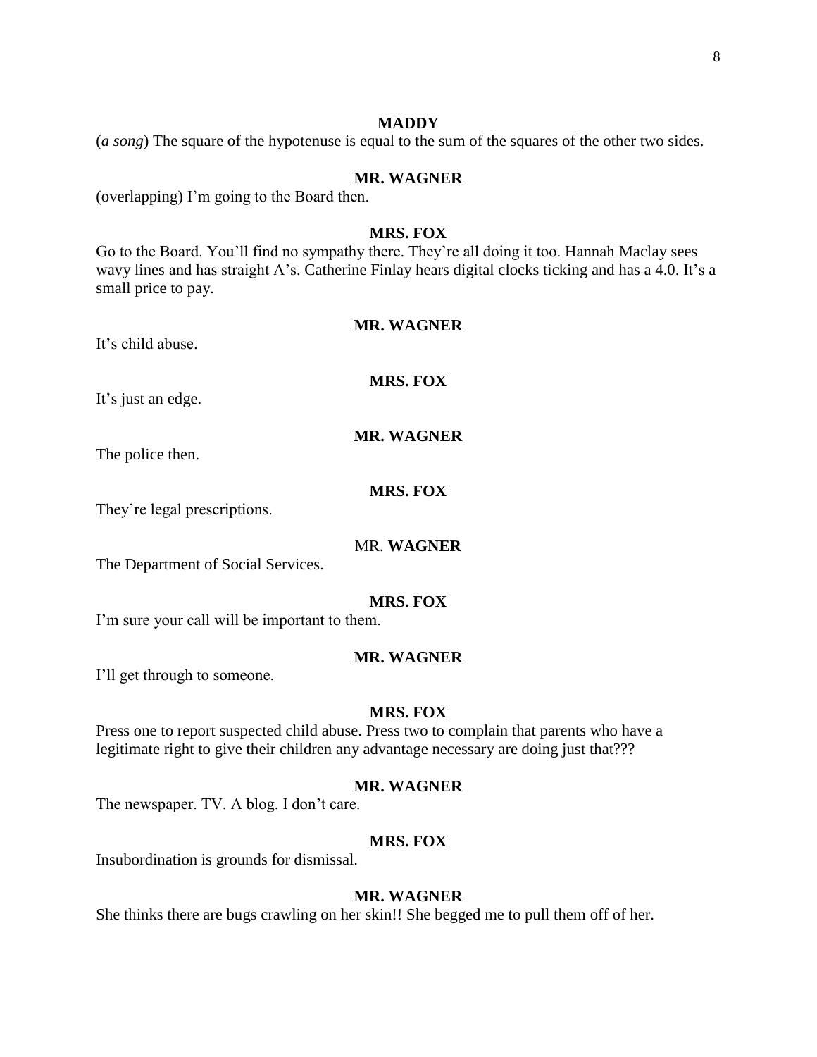**MADDY**

(*a song*) The square of the hypotenuse is equal to the sum of the squares of the other two sides.

**MR. WAGNER**

(overlapping) I'm going to the Board then.

**MRS. FOX**

Go to the Board. You'll find no sympathy there. They're all doing it too. Hannah Maclay sees wavy lines and has straight A's. Catherine Finlay hears digital clocks ticking and has a 4.0. It's a small price to pay.

**MR. WAGNER**

It's child abuse.

**MRS. FOX**

It's just an edge.

**MR. WAGNER**

The police then.

**MRS. FOX**

They're legal prescriptions.

MR. **WAGNER**

The Department of Social Services.

**MRS. FOX**

I'm sure your call will be important to them.

**MR. WAGNER**

I'll get through to someone.

**MRS. FOX**

Press one to report suspected child abuse. Press two to complain that parents who have a legitimate right to give their children any advantage necessary are doing just that???

**MR. WAGNER**

The newspaper. TV. A blog. I don't care.

**MRS. FOX**

Insubordination is grounds for dismissal.

**MR. WAGNER**

She thinks there are bugs crawling on her skin!! She begged me to pull them off of her.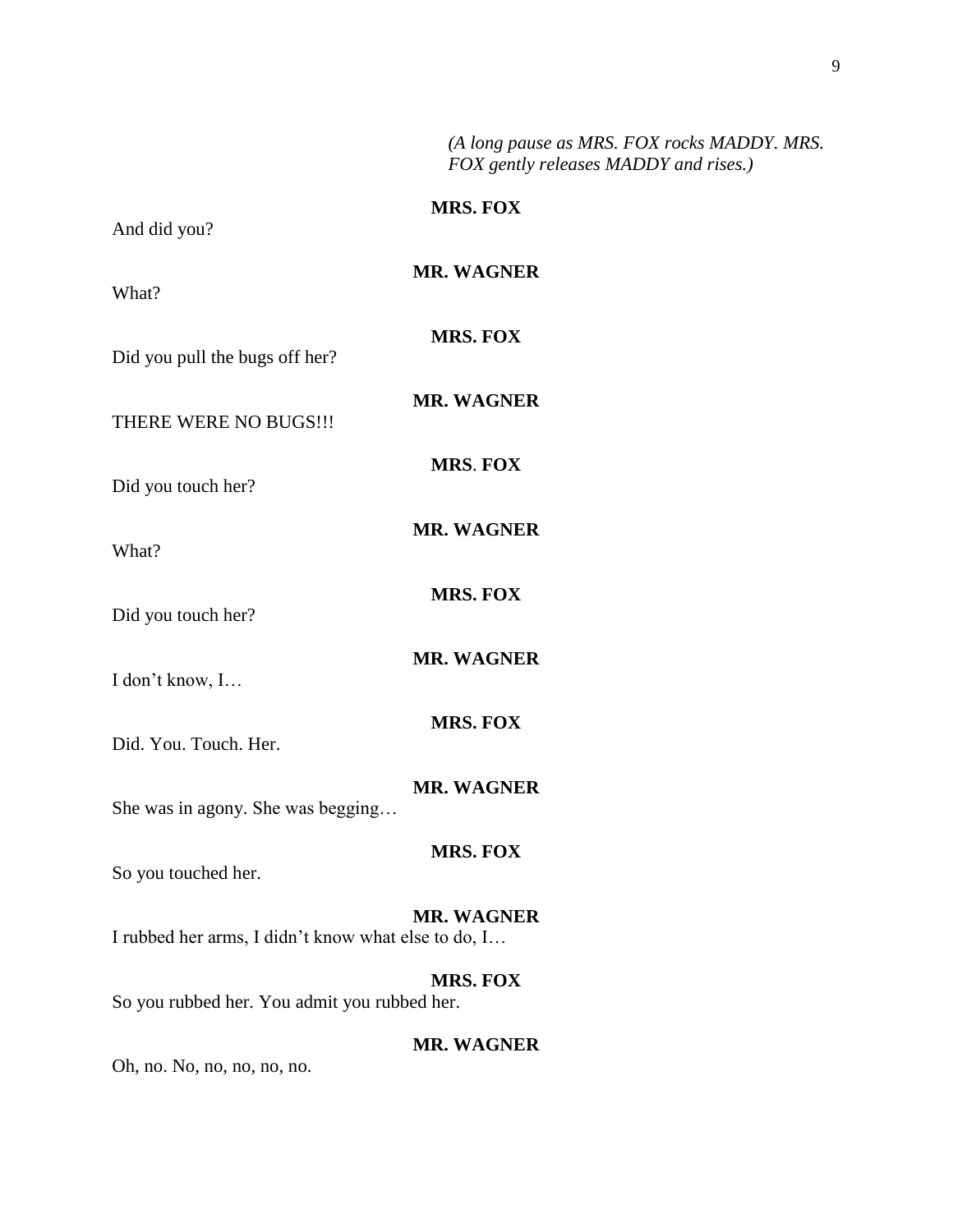*(A long pause as MRS. FOX rocks MADDY. MRS. FOX gently releases MADDY and rises.)*

**MRS. FOX**

And did you?

**MR. WAGNER**

What?

**MRS. FOX**

Did you pull the bugs off her?

**MR. WAGNER**

THERE WERE NO BUGS!!!

**MRS. FOX**

Did you touch her?

**MR. WAGNER**

What?

**MRS. FOX**

Did you touch her?

**MR. WAGNER**

I don't know, I…

**MRS. FOX**

Did. You. Touch. Her.

**MR. WAGNER**

She was in agony. She was begging…

**MRS. FOX**

So you touched her.

**MR. WAGNER**

I rubbed her arms, I didn't know what else to do, I…

**MRS. FOX**

So you rubbed her. You admit you rubbed her.

**MR. WAGNER**

Oh, no. No, no, no, no, no.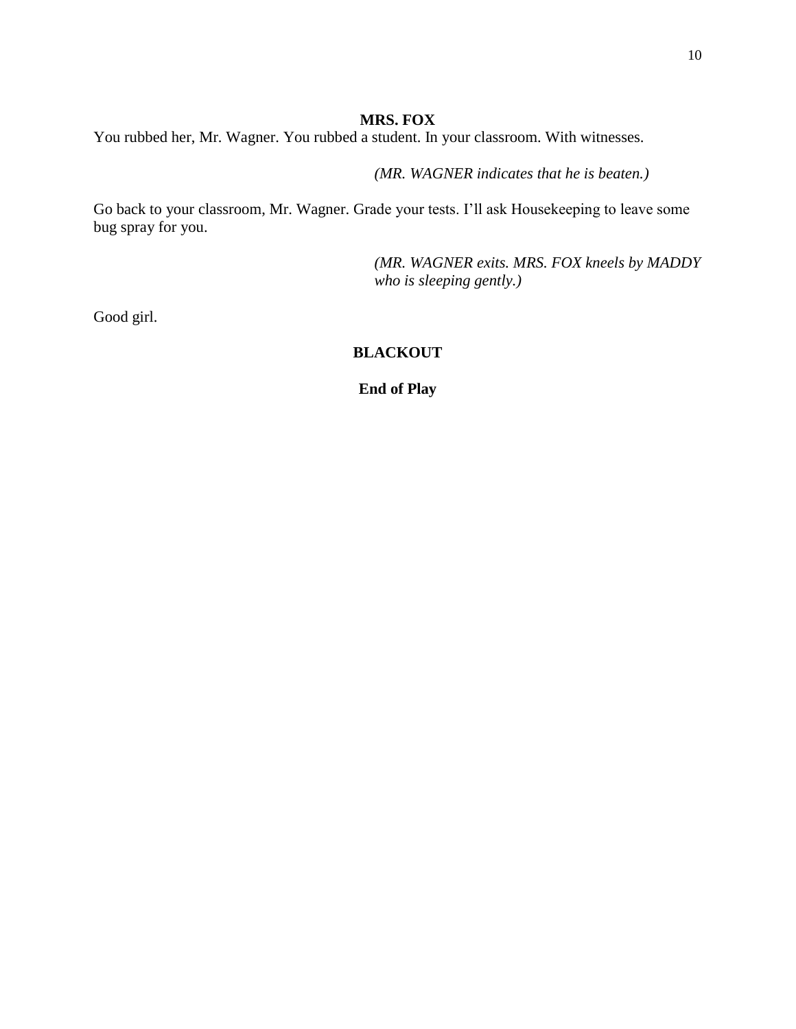**MRS. FOX**

You rubbed her, Mr. Wagner. You rubbed a student. In your classroom. With witnesses.

*(MR. WAGNER indicates that he is beaten.)*

Go back to your classroom, Mr. Wagner. Grade your tests. I'll ask Housekeeping to leave some bug spray for you.

*(MR. WAGNER exits. MRS. FOX kneels by MADDY who is sleeping gently.)*

Good girl.

**BLACKOUT**

**End of Play**